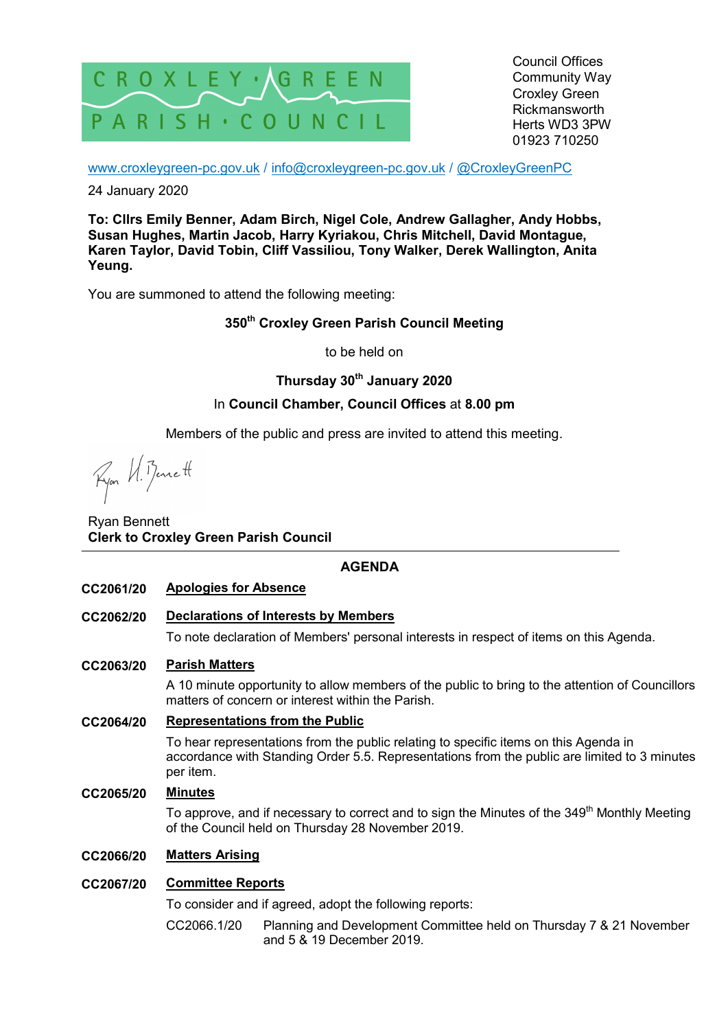CROXLEY · GREEN
PARISH · COUNCIL

Council Offices
Community Way
Croxley Green
Rickmansworth
Herts WD3 3PW
01923 710250

www.croxleygreen-pc.gov.uk / info@croxleygreen-pc.gov.uk / @CroxleyGreenPC

24 January 2020

**To: Cllrs Emily Benner, Adam Birch, Nigel Cole, Andrew Gallagher, Andy Hobbs, Susan Hughes, Martin Jacob, Harry Kyriakou, Chris Mitchell, David Montague, Karen Taylor, David Tobin, Cliff Vassiliou, Tony Walker, Derek Wallington, Anita Yeung.**

You are summoned to attend the following meeting:

**350th Croxley Green Parish Council Meeting**

to be held on

**Thursday 30th January 2020**

In **Council Chamber, Council Offices** at **8.00 pm**

Members of the public and press are invited to attend this meeting.

Ryan Bennett
**Clerk to Croxley Green Parish Council**

---

## AGENDA

**CC2061/20** **Apologies for Absence**

**CC2062/20** **Declarations of Interests by Members**

To note declaration of Members' personal interests in respect of items on this Agenda.

**CC2063/20** **Parish Matters**

A 10 minute opportunity to allow members of the public to bring to the attention of Councillors matters of concern or interest within the Parish.

**CC2064/20** **Representations from the Public**

To hear representations from the public relating to specific items on this Agenda in accordance with Standing Order 5.5. Representations from the public are limited to 3 minutes per item.

**CC2065/20** **Minutes**

To approve, and if necessary to correct and to sign the Minutes of the 349th Monthly Meeting of the Council held on Thursday 28 November 2019.

**CC2066/20** **Matters Arising**

**CC2067/20** **Committee Reports**

To consider and if agreed, adopt the following reports:

CC2066.1/20 Planning and Development Committee held on Thursday 7 & 21 November and 5 & 19 December 2019.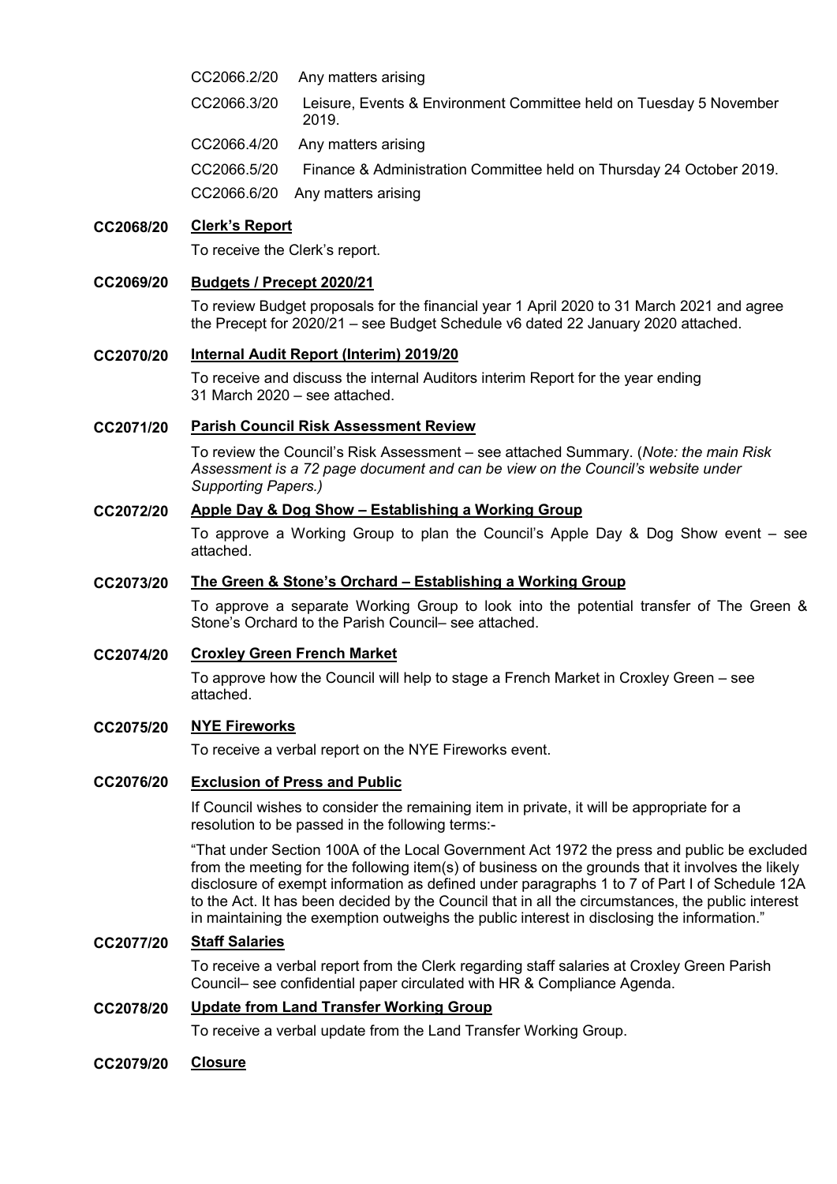CC2066.2/20 Any matters arising

CC2066.3/20 Leisure, Events & Environment Committee held on Tuesday 5 November 2019.

CC2066.4/20 Any matters arising

CC2066.5/20 Finance & Administration Committee held on Thursday 24 October 2019.

CC2066.6/20 Any matters arising

**CC2068/20** **Clerk's Report**

To receive the Clerk's report.

**CC2069/20** **Budgets / Precept 2020/21**

To review Budget proposals for the financial year 1 April 2020 to 31 March 2021 and agree the Precept for 2020/21 – see Budget Schedule v6 dated 22 January 2020 attached.

**CC2070/20** **Internal Audit Report (Interim) 2019/20**

To receive and discuss the internal Auditors interim Report for the year ending 31 March 2020 – see attached.

**CC2071/20** **Parish Council Risk Assessment Review**

To review the Council's Risk Assessment – see attached Summary. (*Note: the main Risk Assessment is a 72 page document and can be view on the Council's website under Supporting Papers.)*

**CC2072/20** **Apple Day & Dog Show – Establishing a Working Group**

To approve a Working Group to plan the Council's Apple Day & Dog Show event – see attached.

**CC2073/20** **The Green & Stone's Orchard – Establishing a Working Group**

To approve a separate Working Group to look into the potential transfer of The Green & Stone's Orchard to the Parish Council– see attached.

**CC2074/20** **Croxley Green French Market**

To approve how the Council will help to stage a French Market in Croxley Green – see attached.

**CC2075/20** **NYE Fireworks**

To receive a verbal report on the NYE Fireworks event.

**CC2076/20** **Exclusion of Press and Public**

If Council wishes to consider the remaining item in private, it will be appropriate for a resolution to be passed in the following terms:-

"That under Section 100A of the Local Government Act 1972 the press and public be excluded from the meeting for the following item(s) of business on the grounds that it involves the likely disclosure of exempt information as defined under paragraphs 1 to 7 of Part I of Schedule 12A to the Act. It has been decided by the Council that in all the circumstances, the public interest in maintaining the exemption outweighs the public interest in disclosing the information."

**CC2077/20** **Staff Salaries**

To receive a verbal report from the Clerk regarding staff salaries at Croxley Green Parish Council– see confidential paper circulated with HR & Compliance Agenda.

**CC2078/20** **Update from Land Transfer Working Group**

To receive a verbal update from the Land Transfer Working Group.

**CC2079/20** **Closure**